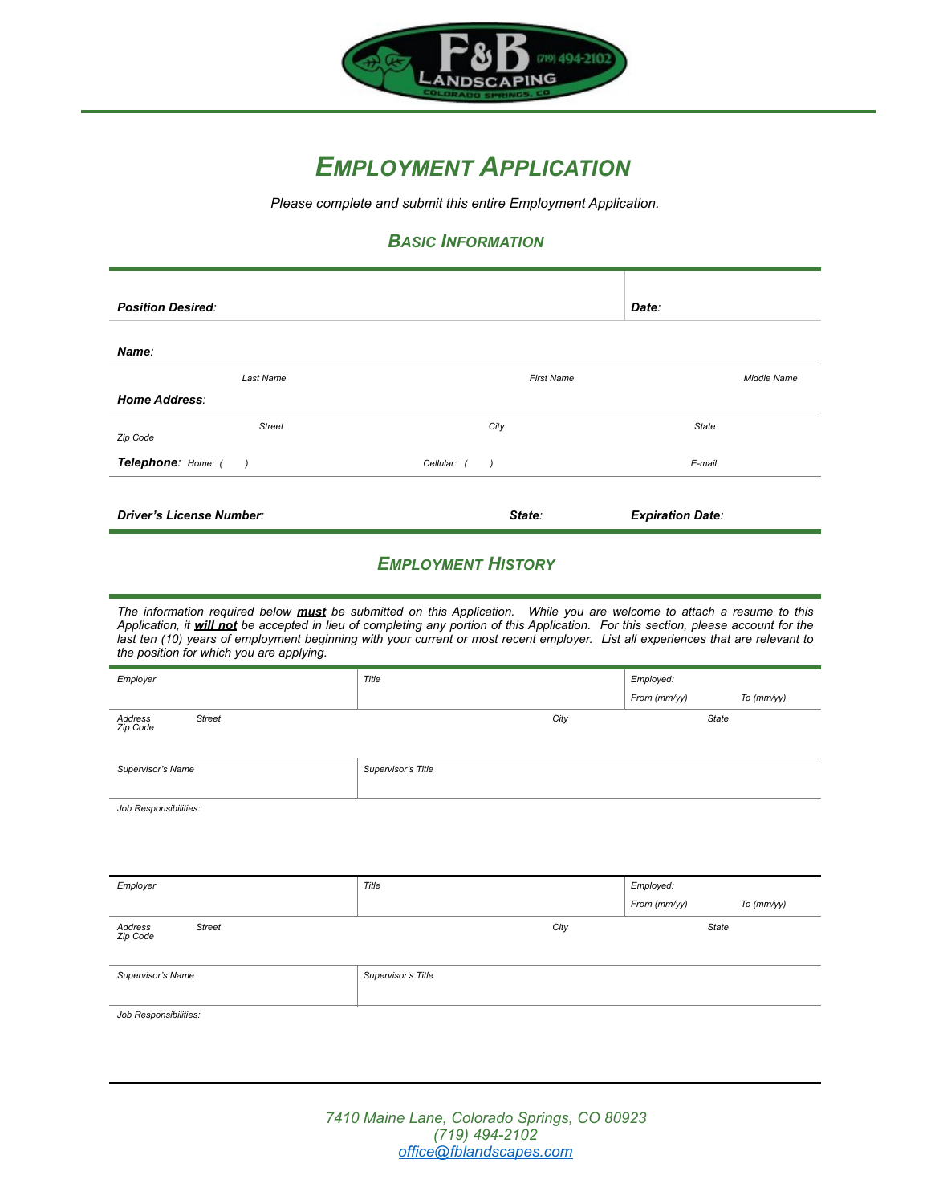F&B (719) 494-2102 LANDSCAPING COLORADO SPRINGS, CO

# EMPLOYMENT APPLICATION

*Please complete and submit this entire Employment Application.*

## BASIC INFORMATION

| | |
|---|---|
| ***Position Desired:*** | ***Date:*** |

***Name:***

| *Last Name* | *First Name* | *Middle Name* |
|---|---|---|

***Home Address:***

| *Street* | *City* | *State* | *Zip Code* |
|---|---|---|---|

| ***Telephone:*** *Home: (    )* | *Cellular: (    )* | *E-mail* |
|---|---|---|

| ***Driver's License Number:*** | ***State:*** | ***Expiration Date:*** |
|---|---|---|

## EMPLOYMENT HISTORY

*The information required below **must** be submitted on this Application. While you are welcome to attach a resume to this Application, it **will not** be accepted in lieu of completing any portion of this Application. For this section, please account for the last ten (10) years of employment beginning with your current or most recent employer. List all experiences that are relevant to the position for which you are applying.*

| *Employer* | *Title* | *Employed:* *From (mm/yy)* *To (mm/yy)* |
|---|---|---|
| *Address* *Street* *Zip Code* | *City* | *State* |
| *Supervisor's Name* | *Supervisor's Title* | |
| *Job Responsibilities:* | | |

| *Employer* | *Title* | *Employed:* *From (mm/yy)* *To (mm/yy)* |
|---|---|---|
| *Address* *Street* *Zip Code* | *City* | *State* |
| *Supervisor's Name* | *Supervisor's Title* | |
| *Job Responsibilities:* | | |

*7410 Maine Lane, Colorado Springs, CO 80923*
*(719) 494-2102*
*office@fblandscapes.com*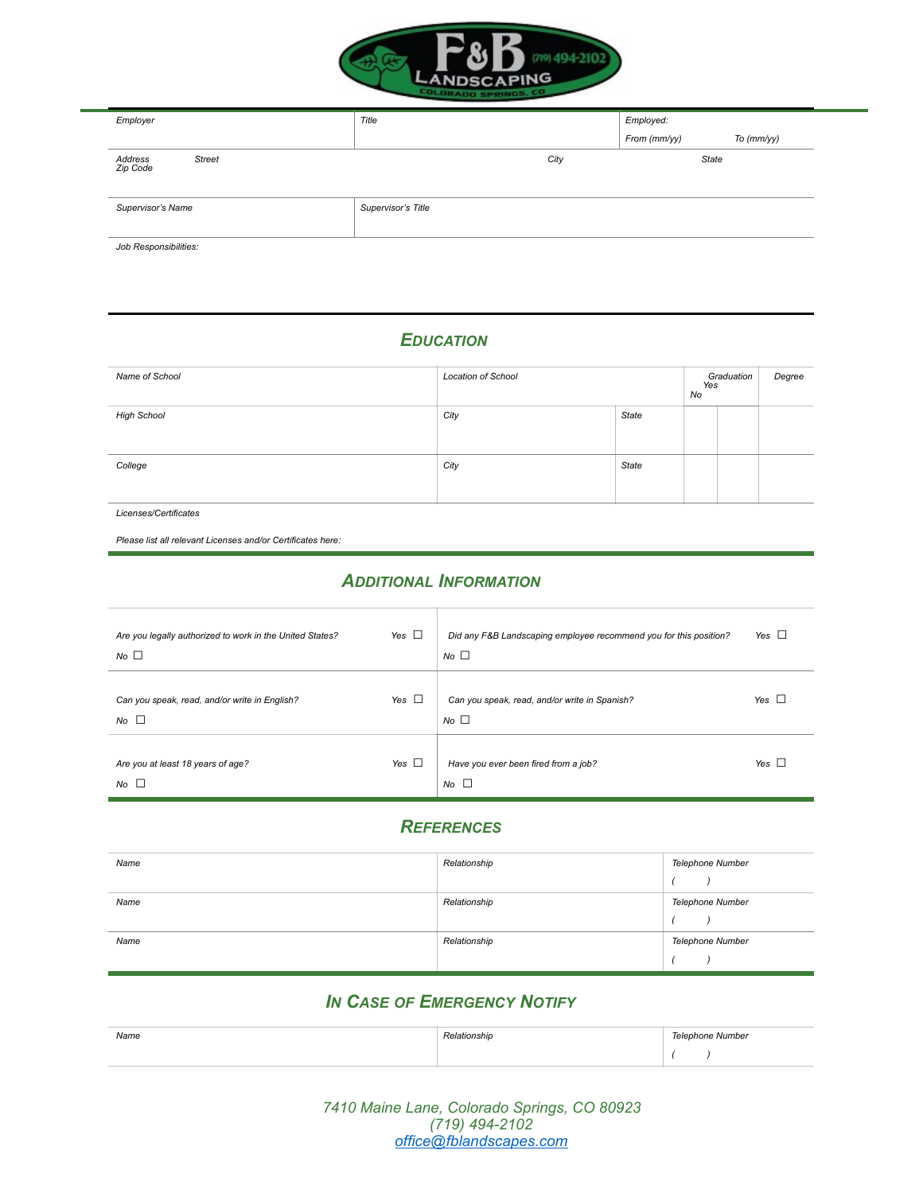F&B (719) 494-2102 LANDSCAPING COLORADO SPRINGS, CO

| Employer | Title | Employed: From (mm/yy) To (mm/yy) |
|---|---|---|
| Address Street Zip Code | City | State |
| Supervisor's Name | Supervisor's Title | |

Job Responsibilities:

## EDUCATION

| Name of School | Location of School | | Graduation Yes | No | Degree |
|---|---|---|---|---|---|
| High School | City | State | | | |
| College | City | State | | | |

Licenses/Certificates

Please list all relevant Licenses and/or Certificates here:

## ADDITIONAL INFORMATION

| | |
|---|---|
| Are you legally authorized to work in the United States? Yes ☐ No ☐ | Did any F&B Landscaping employee recommend you for this position? Yes ☐ No ☐ |
| Can you speak, read, and/or write in English? Yes ☐ No ☐ | Can you speak, read, and/or write in Spanish? Yes ☐ No ☐ |
| Are you at least 18 years of age? Yes ☐ No ☐ | Have you ever been fired from a job? Yes ☐ No ☐ |

## REFERENCES

| Name | Relationship | Telephone Number |
|---|---|---|
| | | ( ) |
| | | ( ) |
| | | ( ) |

## IN CASE OF EMERGENCY NOTIFY

| Name | Relationship | Telephone Number |
|---|---|---|
| | | ( ) |

7410 Maine Lane, Colorado Springs, CO 80923
(719) 494-2102
office@fblandscapes.com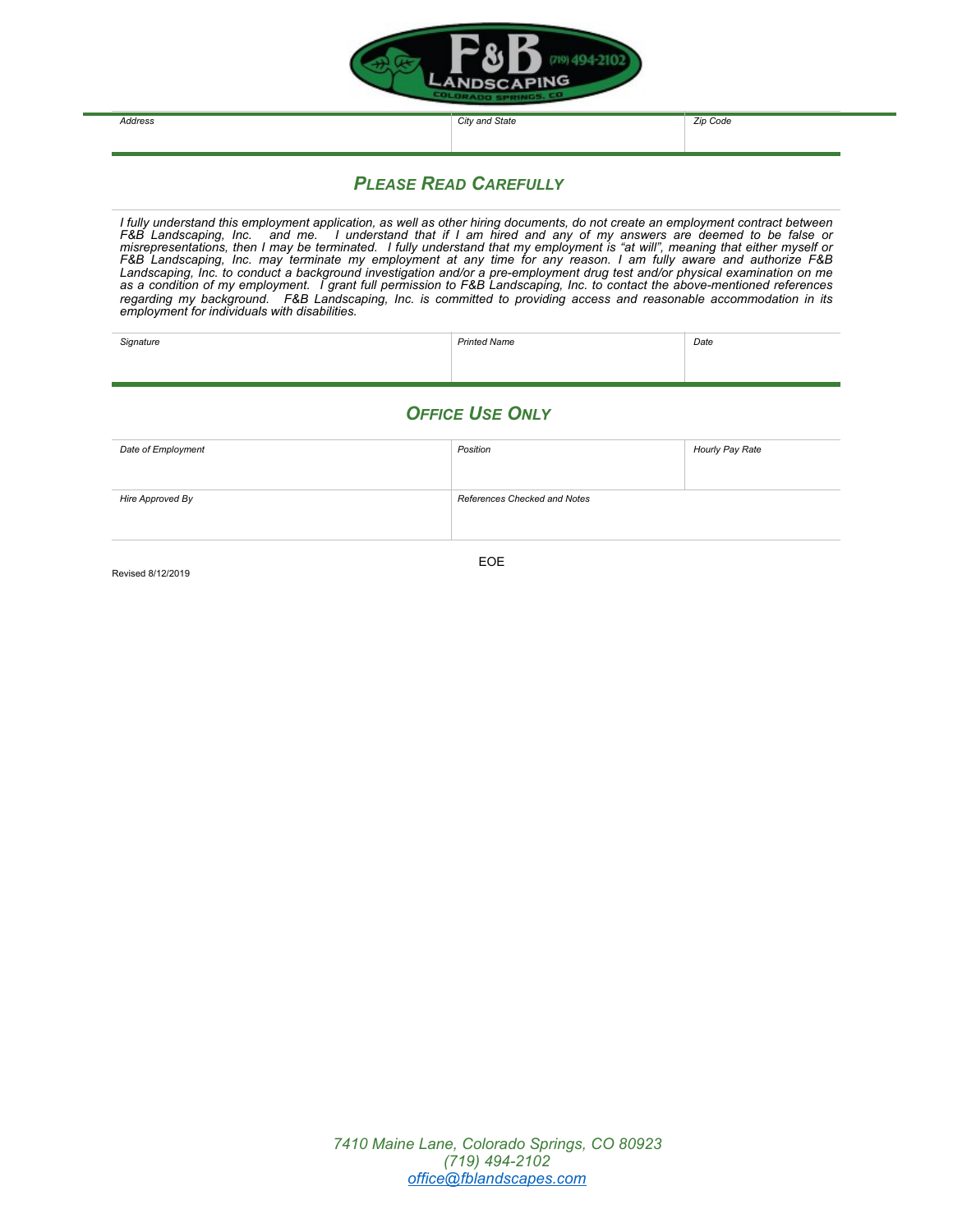F&B LANDSCAPING (719) 494-2102 COLORADO SPRINGS, CO

| Address | City and State | Zip Code |
|---|---|---|
| | | |

## *PLEASE READ CAREFULLY*

*I fully understand this employment application, as well as other hiring documents, do not create an employment contract between F&B Landscaping, Inc. and me. I understand that if I am hired and any of my answers are deemed to be false or misrepresentations, then I may be terminated. I fully understand that my employment is "at will", meaning that either myself or F&B Landscaping, Inc. may terminate my employment at any time for any reason. I am fully aware and authorize F&B Landscaping, Inc. to conduct a background investigation and/or a pre-employment drug test and/or physical examination on me as a condition of my employment. I grant full permission to F&B Landscaping, Inc. to contact the above-mentioned references regarding my background. F&B Landscaping, Inc. is committed to providing access and reasonable accommodation in its employment for individuals with disabilities.*

| Signature | Printed Name | Date |
|---|---|---|
| | | |

## *OFFICE USE ONLY*

| Date of Employment | Position | Hourly Pay Rate |
|---|---|---|
| | | |
| Hire Approved By | References Checked and Notes | |

EOE

Revised 8/12/2019

*7410 Maine Lane, Colorado Springs, CO 80923*
*(719) 494-2102*
*office@fblandscapes.com*